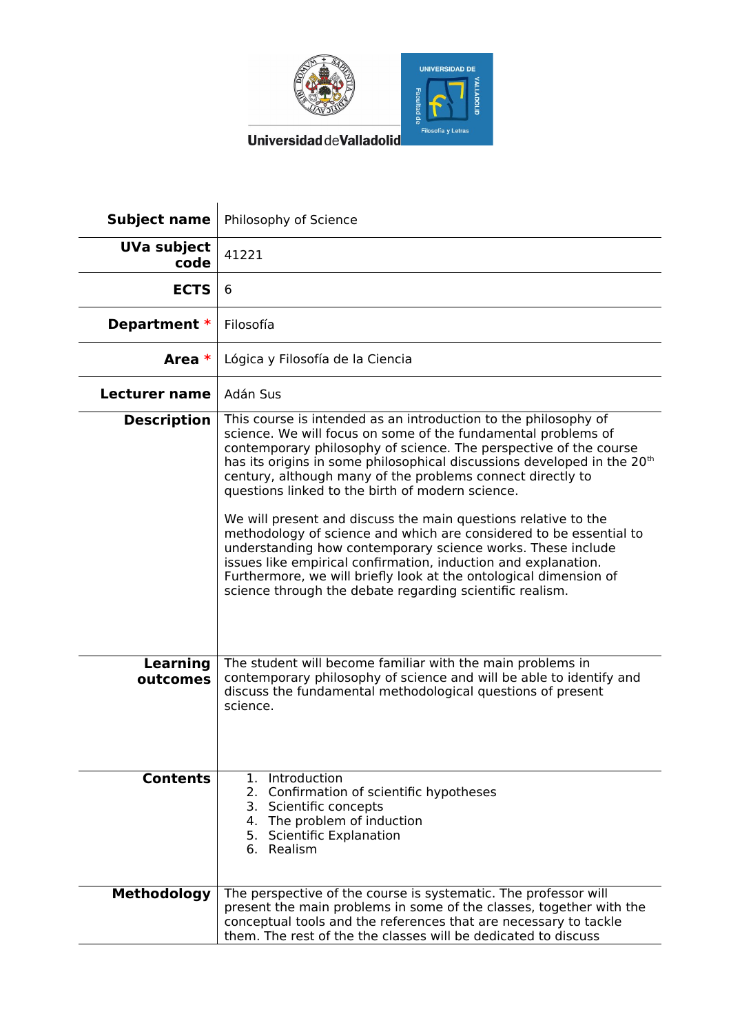Universidad de Valladolid

UNIVERSIDAD DE VALLADOLID Facultad de Filosofía y Letras

| **Subject name** | Philosophy of Science |
|---|---|
| **UVa subject code** | 41221 |
| **ECTS** | 6 |
| **Department** * | Filosofía |
| **Area** * | Lógica y Filosofía de la Ciencia |
| **Lecturer name** | Adán Sus |
| **Description** | This course is intended as an introduction to the philosophy of science. We will focus on some of the fundamental problems of contemporary philosophy of science. The perspective of the course has its origins in some philosophical discussions developed in the 20th century, although many of the problems connect directly to questions linked to the birth of modern science.<br><br>We will present and discuss the main questions relative to the methodology of science and which are considered to be essential to understanding how contemporary science works. These include issues like empirical confirmation, induction and explanation. Furthermore, we will briefly look at the ontological dimension of science through the debate regarding scientific realism. |
| **Learning outcomes** | The student will become familiar with the main problems in contemporary philosophy of science and will be able to identify and discuss the fundamental methodological questions of present science. |
| **Contents** | 1. Introduction<br>2. Confirmation of scientific hypotheses<br>3. Scientific concepts<br>4. The problem of induction<br>5. Scientific Explanation<br>6. Realism |
| **Methodology** | The perspective of the course is systematic. The professor will present the main problems in some of the classes, together with the conceptual tools and the references that are necessary to tackle them. The rest of the the classes will be dedicated to discuss |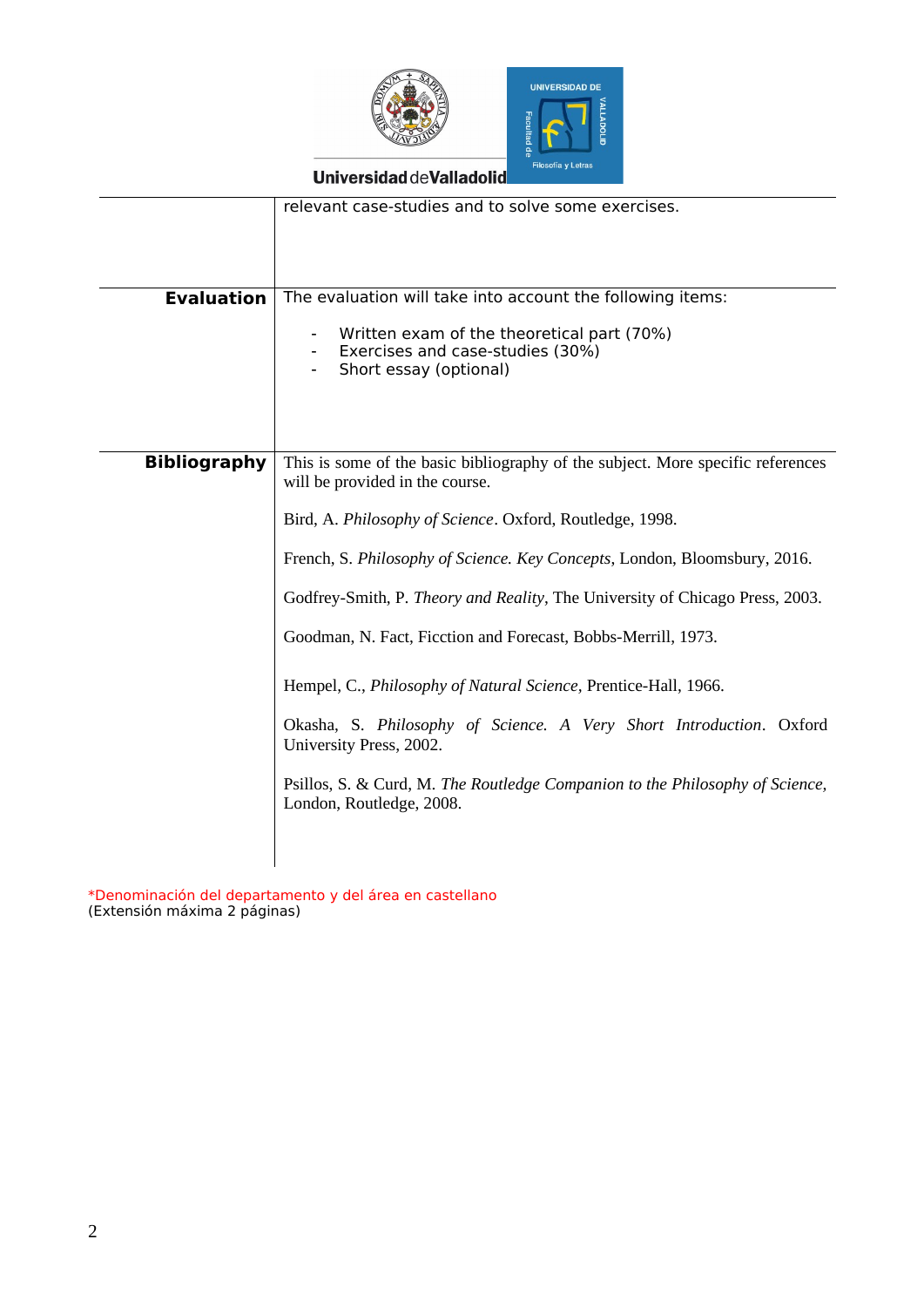| | |
|---|---|
| | relevant case-studies and to solve some exercises. |
| **Evaluation** | The evaluation will take into account the following items:<br><br>- Written exam of the theoretical part (70%)<br>- Exercises and case-studies (30%)<br>- Short essay (optional) |
| **Bibliography** | This is some of the basic bibliography of the subject. More specific references will be provided in the course.<br><br>Bird, A. *Philosophy of Science*. Oxford, Routledge, 1998.<br><br>French, S. *Philosophy of Science. Key Concepts*, London, Bloomsbury, 2016.<br><br>Godfrey-Smith, P. *Theory and Reality*, The University of Chicago Press, 2003.<br><br>Goodman, N. Fact, Ficction and Forecast, Bobbs-Merrill, 1973.<br><br>Hempel, C., *Philosophy of Natural Science*, Prentice-Hall, 1966.<br><br>Okasha, S. *Philosophy of Science. A Very Short Introduction*. Oxford University Press, 2002.<br><br>Psillos, S. & Curd, M. *The Routledge Companion to the Philosophy of Science*, London, Routledge, 2008. |

*Denominación del departamento y del área en castellano
(Extensión máxima 2 páginas)